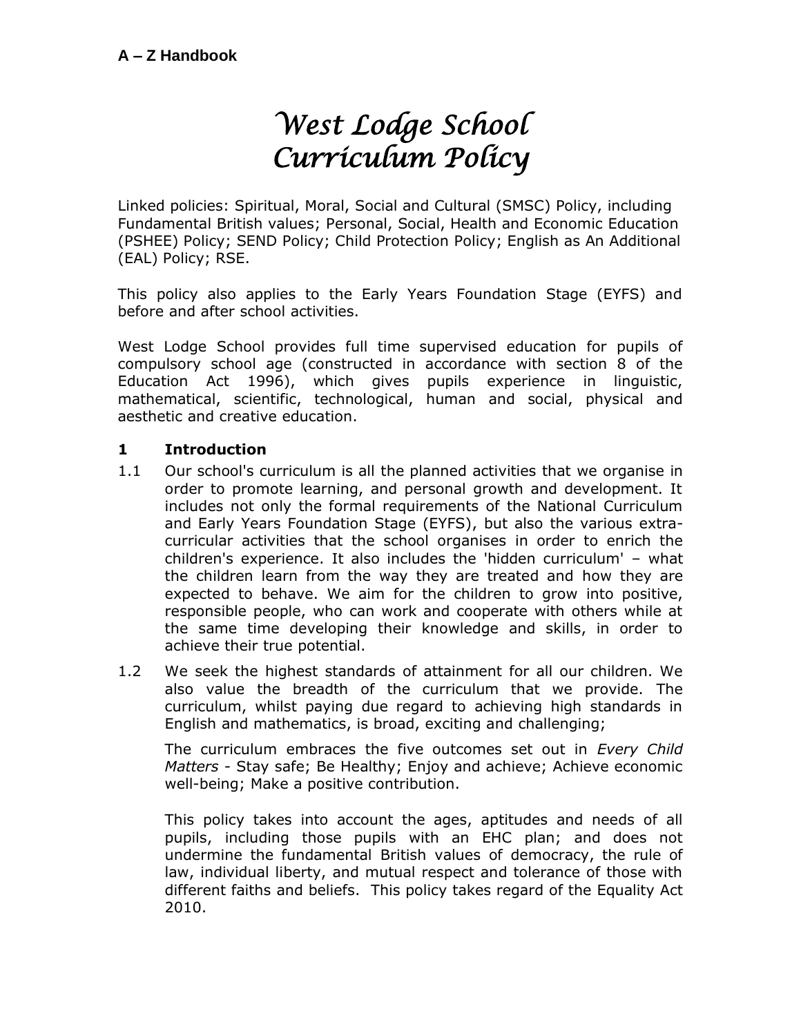**A – Z Handbook**

# *West Lodge School Curriculum Policy*

Linked policies: Spiritual, Moral, Social and Cultural (SMSC) Policy, including Fundamental British values; Personal, Social, Health and Economic Education (PSHEE) Policy; SEND Policy; Child Protection Policy; English as An Additional (EAL) Policy; RSE.

This policy also applies to the Early Years Foundation Stage (EYFS) and before and after school activities.

West Lodge School provides full time supervised education for pupils of compulsory school age (constructed in accordance with section 8 of the Education Act 1996), which gives pupils experience in linguistic, mathematical, scientific, technological, human and social, physical and aesthetic and creative education.

## 1 Introduction

1.1 Our school's curriculum is all the planned activities that we organise in order to promote learning, and personal growth and development. It includes not only the formal requirements of the National Curriculum and Early Years Foundation Stage (EYFS), but also the various extra-curricular activities that the school organises in order to enrich the children's experience. It also includes the 'hidden curriculum' – what the children learn from the way they are treated and how they are expected to behave. We aim for the children to grow into positive, responsible people, who can work and cooperate with others while at the same time developing their knowledge and skills, in order to achieve their true potential.

1.2 We seek the highest standards of attainment for all our children. We also value the breadth of the curriculum that we provide. The curriculum, whilst paying due regard to achieving high standards in English and mathematics, is broad, exciting and challenging;

The curriculum embraces the five outcomes set out in *Every Child Matters* - Stay safe; Be Healthy; Enjoy and achieve; Achieve economic well-being; Make a positive contribution.

This policy takes into account the ages, aptitudes and needs of all pupils, including those pupils with an EHC plan; and does not undermine the fundamental British values of democracy, the rule of law, individual liberty, and mutual respect and tolerance of those with different faiths and beliefs. This policy takes regard of the Equality Act 2010.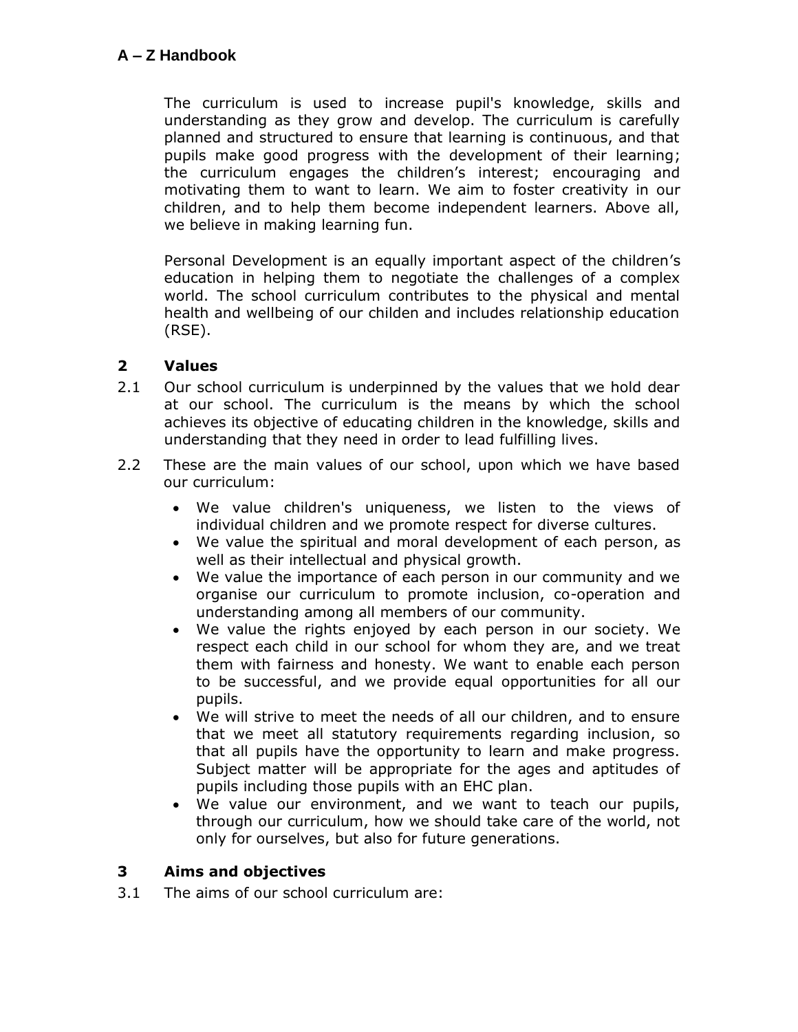The curriculum is used to increase pupil's knowledge, skills and understanding as they grow and develop. The curriculum is carefully planned and structured to ensure that learning is continuous, and that pupils make good progress with the development of their learning; the curriculum engages the children's interest; encouraging and motivating them to want to learn. We aim to foster creativity in our children, and to help them become independent learners. Above all, we believe in making learning fun.

Personal Development is an equally important aspect of the children's education in helping them to negotiate the challenges of a complex world. The school curriculum contributes to the physical and mental health and wellbeing of our childen and includes relationship education (RSE).

## 2 Values

2.1 Our school curriculum is underpinned by the values that we hold dear at our school. The curriculum is the means by which the school achieves its objective of educating children in the knowledge, skills and understanding that they need in order to lead fulfilling lives.

2.2 These are the main values of our school, upon which we have based our curriculum:

- We value children's uniqueness, we listen to the views of individual children and we promote respect for diverse cultures.
- We value the spiritual and moral development of each person, as well as their intellectual and physical growth.
- We value the importance of each person in our community and we organise our curriculum to promote inclusion, co-operation and understanding among all members of our community.
- We value the rights enjoyed by each person in our society. We respect each child in our school for whom they are, and we treat them with fairness and honesty. We want to enable each person to be successful, and we provide equal opportunities for all our pupils.
- We will strive to meet the needs of all our children, and to ensure that we meet all statutory requirements regarding inclusion, so that all pupils have the opportunity to learn and make progress. Subject matter will be appropriate for the ages and aptitudes of pupils including those pupils with an EHC plan.
- We value our environment, and we want to teach our pupils, through our curriculum, how we should take care of the world, not only for ourselves, but also for future generations.

## 3 Aims and objectives

3.1 The aims of our school curriculum are: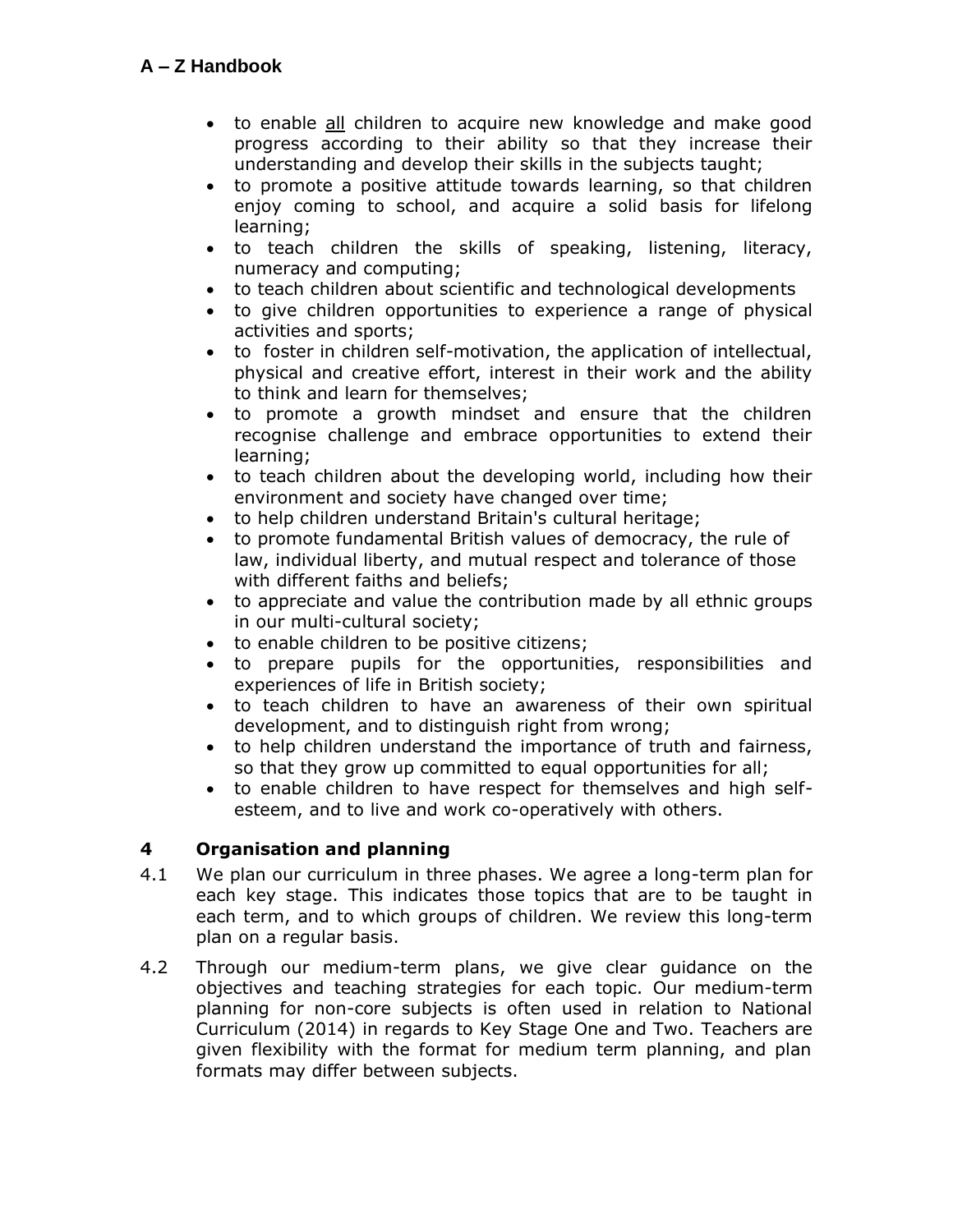- to enable <u>all</u> children to acquire new knowledge and make good progress according to their ability so that they increase their understanding and develop their skills in the subjects taught;
- to promote a positive attitude towards learning, so that children enjoy coming to school, and acquire a solid basis for lifelong learning;
- to teach children the skills of speaking, listening, literacy, numeracy and computing;
- to teach children about scientific and technological developments
- to give children opportunities to experience a range of physical activities and sports;
- to foster in children self-motivation, the application of intellectual, physical and creative effort, interest in their work and the ability to think and learn for themselves;
- to promote a growth mindset and ensure that the children recognise challenge and embrace opportunities to extend their learning;
- to teach children about the developing world, including how their environment and society have changed over time;
- to help children understand Britain's cultural heritage;
- to promote fundamental British values of democracy, the rule of law, individual liberty, and mutual respect and tolerance of those with different faiths and beliefs;
- to appreciate and value the contribution made by all ethnic groups in our multi-cultural society;
- to enable children to be positive citizens;
- to prepare pupils for the opportunities, responsibilities and experiences of life in British society;
- to teach children to have an awareness of their own spiritual development, and to distinguish right from wrong;
- to help children understand the importance of truth and fairness, so that they grow up committed to equal opportunities for all;
- to enable children to have respect for themselves and high self-esteem, and to live and work co-operatively with others.

## 4 Organisation and planning

4.1 We plan our curriculum in three phases. We agree a long-term plan for each key stage. This indicates those topics that are to be taught in each term, and to which groups of children. We review this long-term plan on a regular basis.

4.2 Through our medium-term plans, we give clear guidance on the objectives and teaching strategies for each topic. Our medium-term planning for non-core subjects is often used in relation to National Curriculum (2014) in regards to Key Stage One and Two. Teachers are given flexibility with the format for medium term planning, and plan formats may differ between subjects.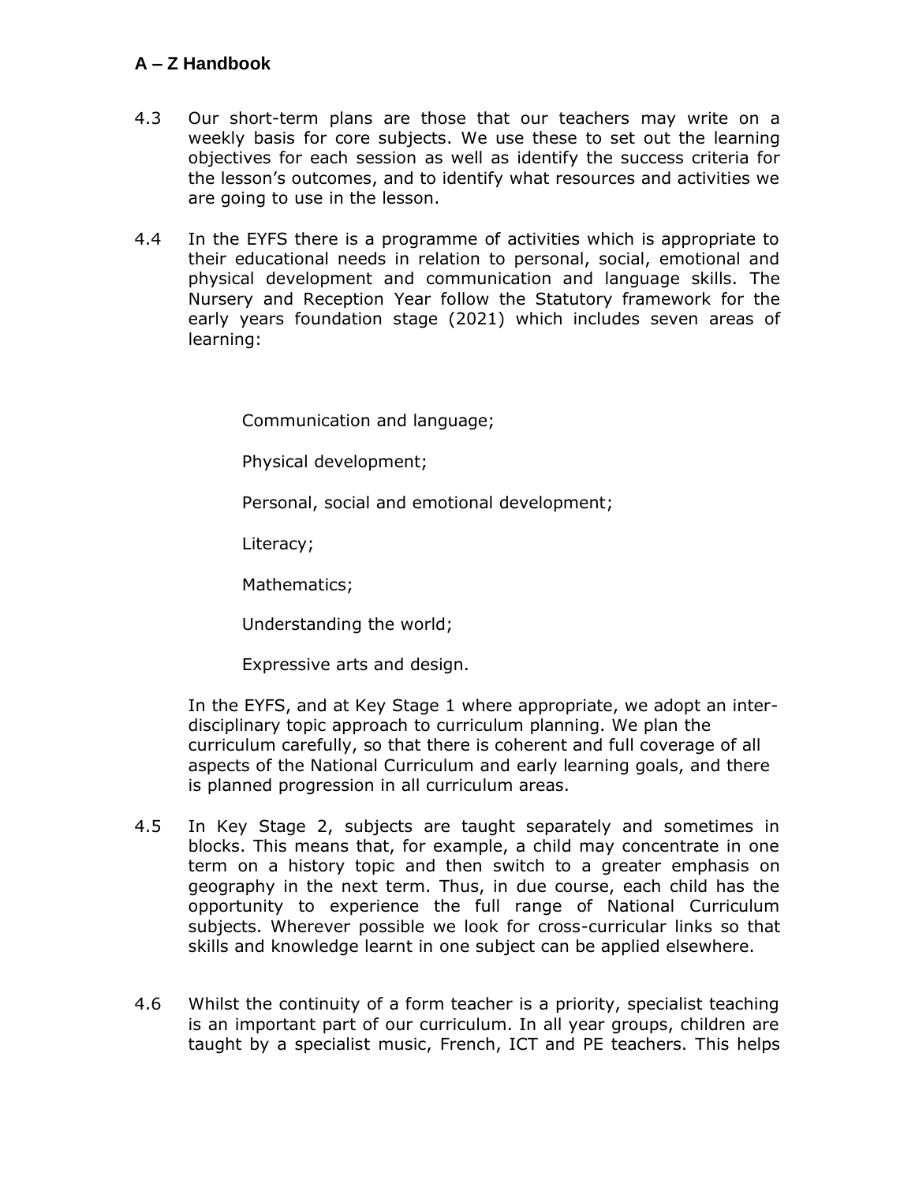4.3 Our short-term plans are those that our teachers may write on a weekly basis for core subjects. We use these to set out the learning objectives for each session as well as identify the success criteria for the lesson's outcomes, and to identify what resources and activities we are going to use in the lesson.

4.4 In the EYFS there is a programme of activities which is appropriate to their educational needs in relation to personal, social, emotional and physical development and communication and language skills. The Nursery and Reception Year follow the Statutory framework for the early years foundation stage (2021) which includes seven areas of learning:

Communication and language;

Physical development;

Personal, social and emotional development;

Literacy;

Mathematics;

Understanding the world;

Expressive arts and design.

In the EYFS, and at Key Stage 1 where appropriate, we adopt an inter-disciplinary topic approach to curriculum planning. We plan the curriculum carefully, so that there is coherent and full coverage of all aspects of the National Curriculum and early learning goals, and there is planned progression in all curriculum areas.

4.5 In Key Stage 2, subjects are taught separately and sometimes in blocks. This means that, for example, a child may concentrate in one term on a history topic and then switch to a greater emphasis on geography in the next term. Thus, in due course, each child has the opportunity to experience the full range of National Curriculum subjects. Wherever possible we look for cross-curricular links so that skills and knowledge learnt in one subject can be applied elsewhere.

4.6 Whilst the continuity of a form teacher is a priority, specialist teaching is an important part of our curriculum. In all year groups, children are taught by a specialist music, French, ICT and PE teachers. This helps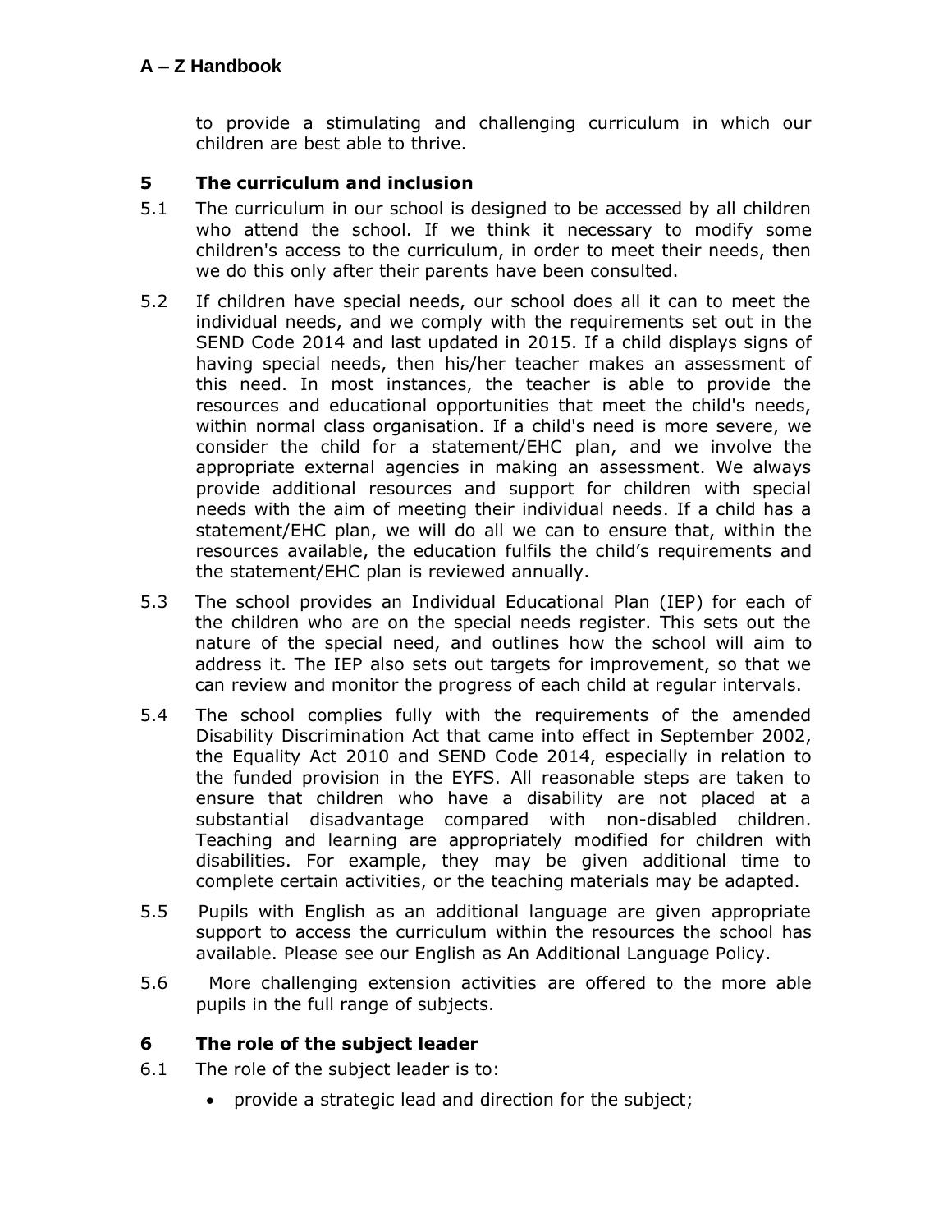to provide a stimulating and challenging curriculum in which our children are best able to thrive.

## 5 The curriculum and inclusion

5.1 The curriculum in our school is designed to be accessed by all children who attend the school. If we think it necessary to modify some children's access to the curriculum, in order to meet their needs, then we do this only after their parents have been consulted.

5.2 If children have special needs, our school does all it can to meet the individual needs, and we comply with the requirements set out in the SEND Code 2014 and last updated in 2015. If a child displays signs of having special needs, then his/her teacher makes an assessment of this need. In most instances, the teacher is able to provide the resources and educational opportunities that meet the child's needs, within normal class organisation. If a child's need is more severe, we consider the child for a statement/EHC plan, and we involve the appropriate external agencies in making an assessment. We always provide additional resources and support for children with special needs with the aim of meeting their individual needs. If a child has a statement/EHC plan, we will do all we can to ensure that, within the resources available, the education fulfils the child's requirements and the statement/EHC plan is reviewed annually.

5.3 The school provides an Individual Educational Plan (IEP) for each of the children who are on the special needs register. This sets out the nature of the special need, and outlines how the school will aim to address it. The IEP also sets out targets for improvement, so that we can review and monitor the progress of each child at regular intervals.

5.4 The school complies fully with the requirements of the amended Disability Discrimination Act that came into effect in September 2002, the Equality Act 2010 and SEND Code 2014, especially in relation to the funded provision in the EYFS. All reasonable steps are taken to ensure that children who have a disability are not placed at a substantial disadvantage compared with non-disabled children. Teaching and learning are appropriately modified for children with disabilities. For example, they may be given additional time to complete certain activities, or the teaching materials may be adapted.

5.5 Pupils with English as an additional language are given appropriate support to access the curriculum within the resources the school has available. Please see our English as An Additional Language Policy.

5.6 More challenging extension activities are offered to the more able pupils in the full range of subjects.

## 6 The role of the subject leader

6.1 The role of the subject leader is to:

- provide a strategic lead and direction for the subject;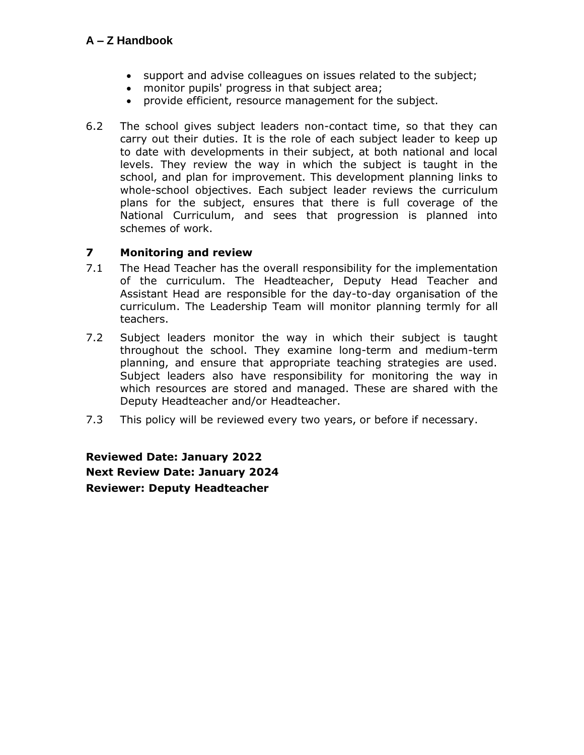- support and advise colleagues on issues related to the subject;
- monitor pupils' progress in that subject area;
- provide efficient, resource management for the subject.

6.2 The school gives subject leaders non-contact time, so that they can carry out their duties. It is the role of each subject leader to keep up to date with developments in their subject, at both national and local levels. They review the way in which the subject is taught in the school, and plan for improvement. This development planning links to whole-school objectives. Each subject leader reviews the curriculum plans for the subject, ensures that there is full coverage of the National Curriculum, and sees that progression is planned into schemes of work.

## 7 Monitoring and review

7.1 The Head Teacher has the overall responsibility for the implementation of the curriculum. The Headteacher, Deputy Head Teacher and Assistant Head are responsible for the day-to-day organisation of the curriculum. The Leadership Team will monitor planning termly for all teachers.

7.2 Subject leaders monitor the way in which their subject is taught throughout the school. They examine long-term and medium-term planning, and ensure that appropriate teaching strategies are used. Subject leaders also have responsibility for monitoring the way in which resources are stored and managed. These are shared with the Deputy Headteacher and/or Headteacher.

7.3 This policy will be reviewed every two years, or before if necessary.

**Reviewed Date: January 2022**
**Next Review Date: January 2024**
**Reviewer: Deputy Headteacher**